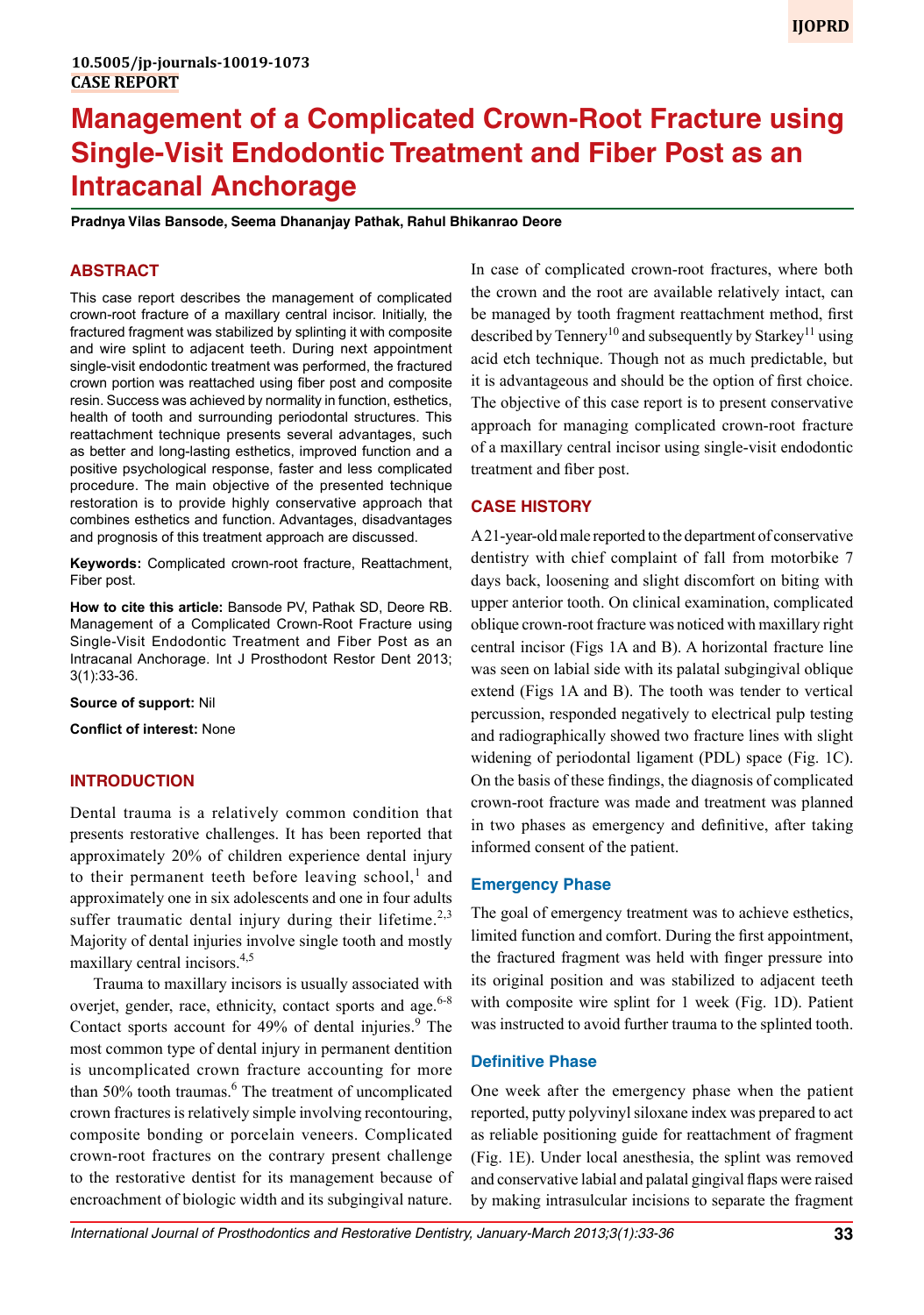10.5005/jp-journals-10019-1073

**CASE REPORT**

# Management of a Complicated Crown-Root Fracture using Single-Visit Endodontic Treatment and Fiber Post as an Intracanal Anchorage

**Pradnya Vilas Bansode, Seema Dhananjay Pathak, Rahul Bhikanrao Deore**

## ABSTRACT

This case report describes the management of complicated crown-root fracture of a maxillary central incisor. Initially, the fractured fragment was stabilized by splinting it with composite and wire splint to adjacent teeth. During next appointment single-visit endodontic treatment was performed, the fractured crown portion was reattached using fiber post and composite resin. Success was achieved by normality in function, esthetics, health of tooth and surrounding periodontal structures. This reattachment technique presents several advantages, such as better and long-lasting esthetics, improved function and a positive psychological response, faster and less complicated procedure. The main objective of the presented technique restoration is to provide highly conservative approach that combines esthetics and function. Advantages, disadvantages and prognosis of this treatment approach are discussed.

**Keywords:** Complicated crown-root fracture, Reattachment, Fiber post.

**How to cite this article:** Bansode PV, Pathak SD, Deore RB. Management of a Complicated Crown-Root Fracture using Single-Visit Endodontic Treatment and Fiber Post as an Intracanal Anchorage. Int J Prosthodont Restor Dent 2013; 3(1):33-36.

**Source of support:** Nil

**Conflict of interest:** None

## INTRODUCTION

Dental trauma is a relatively common condition that presents restorative challenges. It has been reported that approximately 20% of children experience dental injury to their permanent teeth before leaving school,[1] and approximately one in six adolescents and one in four adults suffer traumatic dental injury during their lifetime.[2,3] Majority of dental injuries involve single tooth and mostly maxillary central incisors.[4,5]

Trauma to maxillary incisors is usually associated with overjet, gender, race, ethnicity, contact sports and age.[6-8] Contact sports account for 49% of dental injuries.[9] The most common type of dental injury in permanent dentition is uncomplicated crown fracture accounting for more than 50% tooth traumas.[6] The treatment of uncomplicated crown fractures is relatively simple involving recontouring, composite bonding or porcelain veneers. Complicated crown-root fractures on the contrary present challenge to the restorative dentist for its management because of encroachment of biologic width and its subgingival nature.

In case of complicated crown-root fractures, where both the crown and the root are available relatively intact, can be managed by tooth fragment reattachment method, first described by Tennery[10] and subsequently by Starkey[11] using acid etch technique. Though not as much predictable, but it is advantageous and should be the option of first choice. The objective of this case report is to present conservative approach for managing complicated crown-root fracture of a maxillary central incisor using single-visit endodontic treatment and fiber post.

## CASE HISTORY

A 21-year-old male reported to the department of conservative dentistry with chief complaint of fall from motorbike 7 days back, loosening and slight discomfort on biting with upper anterior tooth. On clinical examination, complicated oblique crown-root fracture was noticed with maxillary right central incisor (Figs 1A and B). A horizontal fracture line was seen on labial side with its palatal subgingival oblique extend (Figs 1A and B). The tooth was tender to vertical percussion, responded negatively to electrical pulp testing and radiographically showed two fracture lines with slight widening of periodontal ligament (PDL) space (Fig. 1C). On the basis of these findings, the diagnosis of complicated crown-root fracture was made and treatment was planned in two phases as emergency and definitive, after taking informed consent of the patient.

### Emergency Phase

The goal of emergency treatment was to achieve esthetics, limited function and comfort. During the first appointment, the fractured fragment was held with finger pressure into its original position and was stabilized to adjacent teeth with composite wire splint for 1 week (Fig. 1D). Patient was instructed to avoid further trauma to the splinted tooth.

### Definitive Phase

One week after the emergency phase when the patient reported, putty polyvinyl siloxane index was prepared to act as reliable positioning guide for reattachment of fragment (Fig. 1E). Under local anesthesia, the splint was removed and conservative labial and palatal gingival flaps were raised by making intrasulcular incisions to separate the fragment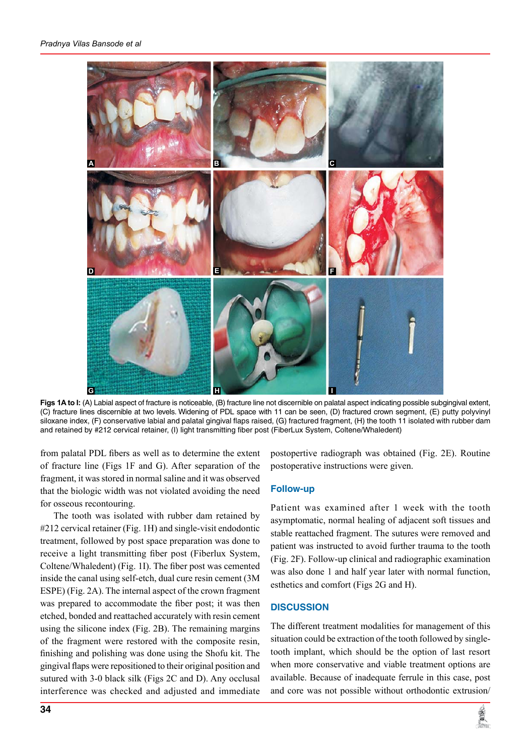**Figs 1A to I:** (A) Labial aspect of fracture is noticeable, (B) fracture line not discernible on palatal aspect indicating possible subgingival extent, (C) fracture lines discernible at two levels. Widening of PDL space with 11 can be seen, (D) fractured crown segment, (E) putty polyvinyl siloxane index, (F) conservative labial and palatal gingival flaps raised, (G) fractured fragment, (H) the tooth 11 isolated with rubber dam and retained by #212 cervical retainer, (I) light transmitting fiber post (FiberLux System, Coltene/Whaledent)

from palatal PDL fibers as well as to determine the extent of fracture line (Figs 1F and G). After separation of the fragment, it was stored in normal saline and it was observed that the biologic width was not violated avoiding the need for osseous recontouring.

The tooth was isolated with rubber dam retained by #212 cervical retainer (Fig. 1H) and single-visit endodontic treatment, followed by post space preparation was done to receive a light transmitting fiber post (Fiberlux System, Coltene/Whaledent) (Fig. 1I). The fiber post was cemented inside the canal using self-etch, dual cure resin cement (3M ESPE) (Fig. 2A). The internal aspect of the crown fragment was prepared to accommodate the fiber post; it was then etched, bonded and reattached accurately with resin cement using the silicone index (Fig. 2B). The remaining margins of the fragment were restored with the composite resin, finishing and polishing was done using the Shofu kit. The gingival flaps were repositioned to their original position and sutured with 3-0 black silk (Figs 2C and D). Any occlusal interference was checked and adjusted and immediate postopertive radiograph was obtained (Fig. 2E). Routine postoperative instructions were given.

### Follow-up

Patient was examined after 1 week with the tooth asymptomatic, normal healing of adjacent soft tissues and stable reattached fragment. The sutures were removed and patient was instructed to avoid further trauma to the tooth (Fig. 2F). Follow-up clinical and radiographic examination was also done 1 and half year later with normal function, esthetics and comfort (Figs 2G and H).

## DISCUSSION

The different treatment modalities for management of this situation could be extraction of the tooth followed by single-tooth implant, which should be the option of last resort when more conservative and viable treatment options are available. Because of inadequate ferrule in this case, post and core was not possible without orthodontic extrusion/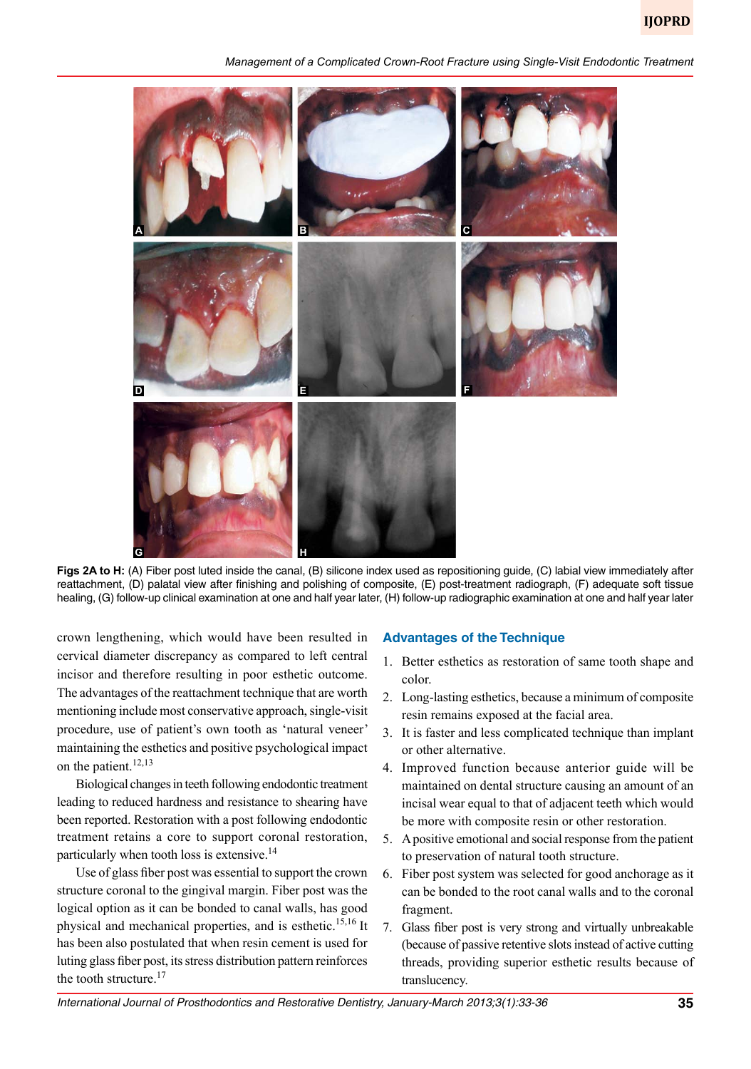**Figs 2A to H:** (A) Fiber post luted inside the canal, (B) silicone index used as repositioning guide, (C) labial view immediately after reattachment, (D) palatal view after finishing and polishing of composite, (E) post-treatment radiograph, (F) adequate soft tissue healing, (G) follow-up clinical examination at one and half year later, (H) follow-up radiographic examination at one and half year later

crown lengthening, which would have been resulted in cervical diameter discrepancy as compared to left central incisor and therefore resulting in poor esthetic outcome. The advantages of the reattachment technique that are worth mentioning include most conservative approach, single-visit procedure, use of patient's own tooth as 'natural veneer' maintaining the esthetics and positive psychological impact on the patient.[12,13]

Biological changes in teeth following endodontic treatment leading to reduced hardness and resistance to shearing have been reported. Restoration with a post following endodontic treatment retains a core to support coronal restoration, particularly when tooth loss is extensive.[14]

Use of glass fiber post was essential to support the crown structure coronal to the gingival margin. Fiber post was the logical option as it can be bonded to canal walls, has good physical and mechanical properties, and is esthetic.[15,16] It has been also postulated that when resin cement is used for luting glass fiber post, its stress distribution pattern reinforces the tooth structure.[17]

## Advantages of the Technique

1. Better esthetics as restoration of same tooth shape and color.
2. Long-lasting esthetics, because a minimum of composite resin remains exposed at the facial area.
3. It is faster and less complicated technique than implant or other alternative.
4. Improved function because anterior guide will be maintained on dental structure causing an amount of an incisal wear equal to that of adjacent teeth which would be more with composite resin or other restoration.
5. A positive emotional and social response from the patient to preservation of natural tooth structure.
6. Fiber post system was selected for good anchorage as it can be bonded to the root canal walls and to the coronal fragment.
7. Glass fiber post is very strong and virtually unbreakable (because of passive retentive slots instead of active cutting threads, providing superior esthetic results because of translucency.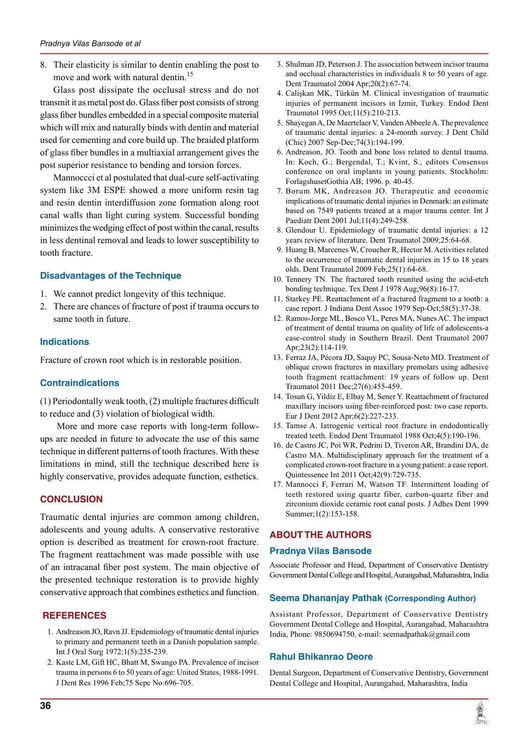8. Their elasticity is similar to dentin enabling the post to move and work with natural dentin.[15]

Glass post dissipate the occlusal stress and do not transmit it as metal post do. Glass fiber post consists of strong glass fiber bundles embedded in a special composite material which will mix and naturally binds with dentin and material used for cementing and core build up. The braided platform of glass fiber bundles in a multiaxial arrangement gives the post superior resistance to bending and torsion forces.

Mannoccci et al postulated that dual-cure self-activating system like 3M ESPE showed a more uniform resin tag and resin dentin interdiffusion zone formation along root canal walls than light curing system. Successful bonding minimizes the wedging effect of post within the canal, results in less dentinal removal and leads to lower susceptibility to tooth fracture.

### Disadvantages of the Technique

1. We cannot predict longevity of this technique.
2. There are chances of fracture of post if trauma occurs to same tooth in future.

### Indications

Fracture of crown root which is in restorable position.

### Contraindications

(1) Periodontally weak tooth, (2) multiple fractures difficult to reduce and (3) violation of biological width.

More and more case reports with long-term follow-ups are needed in future to advocate the use of this same technique in different patterns of tooth fractures. With these limitations in mind, still the technique described here is highly conservative, provides adequate function, esthetics.

## CONCLUSION

Traumatic dental injuries are common among children, adolescents and young adults. A conservative restorative option is described as treatment for crown-root fracture. The fragment reattachment was made possible with use of an intracanal fiber post system. The main objective of the presented technique restoration is to provide highly conservative approach that combines esthetics and function.

## REFERENCES

1. Andreason JO, Ravn JJ. Epidemiology of traumatic dental injuries to primary and permanent teeth in a Danish population sample. Int J Oral Surg 1972;1(5):235-239.
2. Kaste LM, Gift HC, Bhatt M, Swango PA. Prevalence of incisor trauma in persons 6 to 50 years of age: United States, 1988-1991. J Dent Res 1996 Feb;75 Sepc No:696-705.
3. Shulman JD, Peterson J. The association between incisor trauma and occlusal characteristics in individuals 8 to 50 years of age. Dent Traumatol 2004 Apr;20(2):67-74.
4. Calişkan MK, Türkün M. Clinical investigation of traumatic injuries of permanent incisors in Izmir, Turkey. Endod Dent Traumatol 1995 Oct;11(5):210-213.
5. Shayegan A, De Maertelaer V, Vanden Abbeele A. The prevalence of traumatic dental injuries: a 24-month survey. J Dent Child (Chic) 2007 Sep-Dec;74(3):194-199.
6. Andreason, JO. Tooth and bone loss related to dental trauma. In: Koch, G.; Bergendal, T.; Kvint, S., editors Consensus conference on oral implants in young patients. Stockholm: ForlagshusetGothia AB; 1996. p. 40-45.
7. Borum MK, Andreason JO. Therapeutic and economic implications of traumatic dental injuries in Denmark: an estimate based on 7549 patients treated at a major trauma center. Int J Paediatr Dent 2001 Jul;11(4):249-258.
8. Glendour U. Epidemiology of traumatic dental injuries: a 12 years review of literature. Dent Traumatol 2009;25:64-68.
9. Huang B, Marcenes W, Croucher R, Hector M. Activities related to the occurrence of traumatic dental injuries in 15 to 18 years olds. Dent Traumatol 2009 Feb;25(1):64-68.
10. Tennery TN. The fractured tooth reunited using the acid-etch bonding technique. Tex Dent J 1978 Aug;96(8):16-17.
11. Starkey PE. Reattachment of a fractured fragment to a tooth: a case report. J Indiana Dent Assoc 1979 Sep-Oct;58(5):37-38.
12. Ramos-Jorge ML, Bosco VL, Peres MA, Nunes AC. The impact of treatment of dental trauma on quality of life of adolescents-a case-control study in Southern Brazil. Dent Traumatol 2007 Apr;23(2):114-119.
13. Ferraz JA, Pécora JD, Saquy PC, Sousa-Neto MD. Treatment of oblique crown fractures in maxillary premolars using adhesive tooth fragment reattachment: 19 years of follow up. Dent Traumatol 2011 Dec;27(6):455-459.
14. Tosun G, Yildiz E, Elbay M, Sener Y. Reattachment of fractured maxillary incisors using fiber-reinforced post: two case reports. Eur J Dent 2012 Apr;6(2):227-233.
15. Tamse A. Iatrogenic vertical root fracture in endodontically treated teeth. Endod Dent Traumatol 1988 Oct;4(5):190-196.
16. de Castro JC, Poi WR, Pedrini D, Tiveron AR, Brandini DA, de Castro MA. Multidisciplinary approach for the treatment of a complicated crown-root fracture in a young patient: a case report. Quintessence Int 2011 Oct;42(9):729-735.
17. Mannocci F, Ferrari M, Watson TF. Intermittent loading of teeth restored using quartz fiber, carbon-quartz fiber and zirconium dioxide ceramic root canal posts. J Adhes Dent 1999 Summer;1(2):153-158.

## ABOUT THE AUTHORS

### Pradnya Vilas Bansode

Associate Professor and Head, Department of Conservative Dentistry Government Dental College and Hospital, Aurangabad, Maharashtra, India

### Seema Dhananjay Pathak (Corresponding Author)

Assistant Professor, Department of Conservative Dentistry Government Dental College and Hospital, Aurangabad, Maharashtra India, Phone: 9850694750, e-mail: seemadpathak@gmail.com

### Rahul Bhikanrao Deore

Dental Surgeon, Department of Conservative Dentistry, Government Dental College and Hospital, Aurangabad, Maharashtra, India